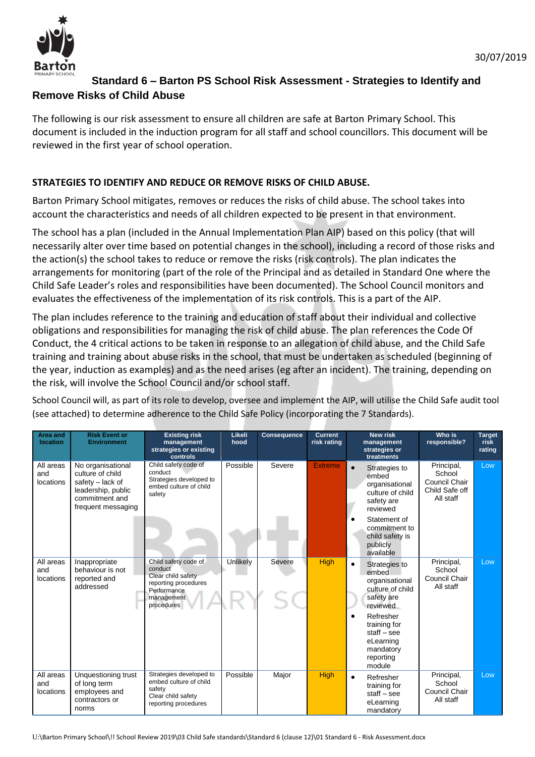30/07/2019

## Standard 6 – Barton PS School Risk Assessment - Strategies to Identify and Remove Risks of Child Abuse

The following is our risk assessment to ensure all children are safe at Barton Primary School. This document is included in the induction program for all staff and school councillors. This document will be reviewed in the first year of school operation.

### STRATEGIES TO IDENTIFY AND REDUCE OR REMOVE RISKS OF CHILD ABUSE.

Barton Primary School mitigates, removes or reduces the risks of child abuse. The school takes into account the characteristics and needs of all children expected to be present in that environment.

The school has a plan (included in the Annual Implementation Plan AIP) based on this policy (that will necessarily alter over time based on potential changes in the school), including a record of those risks and the action(s) the school takes to reduce or remove the risks (risk controls). The plan indicates the arrangements for monitoring (part of the role of the Principal and as detailed in Standard One where the Child Safe Leader's roles and responsibilities have been documented). The School Council monitors and evaluates the effectiveness of the implementation of its risk controls. This is a part of the AIP.

The plan includes reference to the training and education of staff about their individual and collective obligations and responsibilities for managing the risk of child abuse. The plan references the Code Of Conduct, the 4 critical actions to be taken in response to an allegation of child abuse, and the Child Safe training and training about abuse risks in the school, that must be undertaken as scheduled (beginning of the year, induction as examples) and as the need arises (eg after an incident). The training, depending on the risk, will involve the School Council and/or school staff.

School Council will, as part of its role to develop, oversee and implement the AIP, will utilise the Child Safe audit tool (see attached) to determine adherence to the Child Safe Policy (incorporating the 7 Standards).

| Area and location | Risk Event or Environment | Existing risk management strategies or existing controls | Likelihood | Consequence | Current risk rating | New risk management strategies or treatments | Who is responsible? | Target risk rating |
|---|---|---|---|---|---|---|---|---|
| All areas and locations | No organisational culture of child safety – lack of leadership, public commitment and frequent messaging | Child safety code of conduct<br>Strategies developed to embed culture of child safety | Possible | Severe | Extreme | • Strategies to embed organisational culture of child safety are reviewed<br>• Statement of commitment to child safety is publicly available | Principal, School Council Chair Child Safe off All staff | Low |
| All areas and locations | Inappropriate behaviour is not reported and addressed | Child safety code of conduct<br>Clear child safety reporting procedures<br>Performance management procedures | Unlikely | Severe | High | • Strategies to embed organisational culture of child safety are reviewed<br>• Refresher training for staff – see eLearning mandatory reporting module | Principal, School Council Chair All staff | Low |
| All areas and locations | Unquestioning trust of long term employees and contractors or norms | Strategies developed to embed culture of child safety<br>Clear child safety reporting procedures | Possible | Major | High | • Refresher training for staff – see eLearning mandatory | Principal, School Council Chair All staff | Low |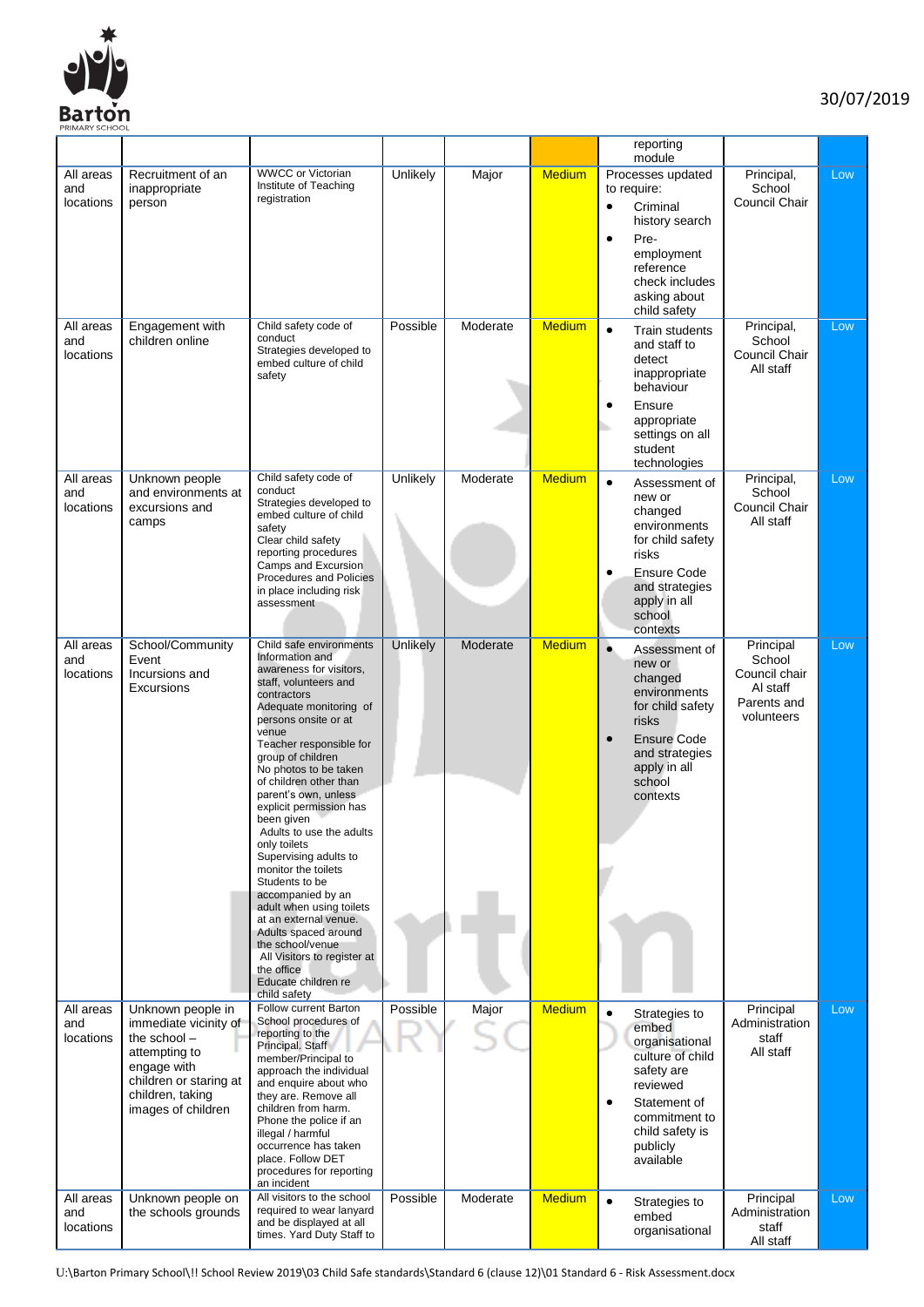| | | | | | | | | |
|---|---|---|---|---|---|---|---|---|
| | | | | | | reporting module | | |
| All areas and locations | Recruitment of an inappropriate person | WWCC or Victorian Institute of Teaching registration | Unlikely | Major | Medium | Processes updated to require:<br>• Criminal history search<br>• Pre-employment reference check includes asking about child safety | Principal, School Council Chair | Low |
| All areas and locations | Engagement with children online | Child safety code of conduct<br>Strategies developed to embed culture of child safety | Possible | Moderate | Medium | • Train students and staff to detect inappropriate behaviour<br>• Ensure appropriate settings on all student technologies | Principal, School Council Chair<br>All staff | Low |
| All areas and locations | Unknown people and environments at excursions and camps | Child safety code of conduct<br>Strategies developed to embed culture of child safety<br>Clear child safety reporting procedures<br>Camps and Excursion Procedures and Policies in place including risk assessment | Unlikely | Moderate | Medium | • Assessment of new or changed environments for child safety risks<br>• Ensure Code and strategies apply in all school contexts | Principal, School Council Chair<br>All staff | Low |
| All areas and locations | School/Community Event<br>Incursions and Excursions | Child safe environments<br>Information and awareness for visitors, staff, volunteers and contractors<br>Adequate monitoring of persons onsite or at venue<br>Teacher responsible for group of children<br>No photos to be taken of children other than parent's own, unless explicit permission has been given<br>Adults to use the adults only toilets<br>Supervising adults to monitor the toilets<br>Students to be accompanied by an adult when using toilets at an external venue.<br>Adults spaced around the school/venue<br>All Visitors to register at the office<br>Educate children re child safety | Unlikely | Moderate | Medium | • Assessment of new or changed environments for child safety risks<br>• Ensure Code and strategies apply in all school contexts | Principal School Council chair<br>Al staff<br>Parents and volunteers | Low |
| All areas and locations | Unknown people in immediate vicinity of the school – attempting to engage with children or staring at children, taking images of children | Follow current Barton School procedures of reporting to the Principal. Staff member/Principal to approach the individual and enquire about who they are. Remove all children from harm. Phone the police if an illegal / harmful occurrence has taken place. Follow DET procedures for reporting an incident | Possible | Major | Medium | • Strategies to embed organisational culture of child safety are reviewed<br>• Statement of commitment to child safety is publicly available | Principal Administration staff<br>All staff | Low |
| All areas and locations | Unknown people on the schools grounds | All visitors to the school required to wear lanyard and be displayed at all times. Yard Duty Staff to | Possible | Moderate | Medium | • Strategies to embed organisational | Principal Administration staff<br>All staff | Low |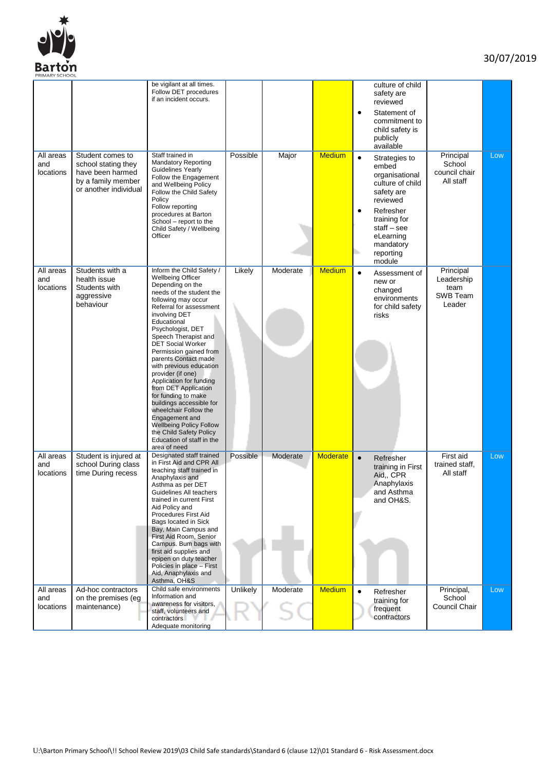| | | | | | | | | |
|---|---|---|---|---|---|---|---|---|
| | | be vigilant at all times. Follow DET procedures if an incident occurs. | | | | culture of child safety are reviewed<br>• Statement of commitment to child safety is publicly available | | |
| All areas and locations | Student comes to school stating they have been harmed by a family member or another individual | Staff trained in Mandatory Reporting Guidelines Yearly Follow the Engagement and Wellbeing Policy Follow the Child Safety Policy Follow reporting procedures at Barton School – report to the Child Safety / Wellbeing Officer | Possible | Major | Medium | • Strategies to embed organisational culture of child safety are reviewed<br>• Refresher training for staff – see eLearning mandatory reporting module | Principal School council chair All staff | Low |
| All areas and locations | Students with a health issue Students with aggressive behaviour | Inform the Child Safety / Wellbeing Officer Depending on the needs of the student the following may occur Referral for assessment involving DET Educational Psychologist, DET Speech Therapist and DET Social Worker Permission gained from parents Contact made with previous education provider (if one) Application for funding from DET Application for funding to make buildings accessible for wheelchair Follow the Engagement and Wellbeing Policy Follow the Child Safety Policy Education of staff in the area of need | Likely | Moderate | Medium | • Assessment of new or changed environments for child safety risks | Principal Leadership team SWB Team Leader | |
| All areas and locations | Student is injured at school During class time During recess | Designated staff trained in First Aid and CPR All teaching staff trained in Anaphylaxis and Asthma as per DET Guidelines All teachers trained in current First Aid Policy and Procedures First Aid Bags located in Sick Bay, Main Campus and First Aid Room, Senior Campus. Bum bags with first aid supplies and epipen on duty teacher Policies in place – First Aid, Anaphylaxis and Asthma, OH&S | Possible | Moderate | Moderate | • Refresher training in First Aid,, CPR Anaphylaxis and Asthma and OH&S. | First aid trained staff, All staff | Low |
| All areas and locations | Ad-hoc contractors on the premises (eg maintenance) | Child safe environments Information and awareness for visitors, staff, volunteers and contractors Adequate monitoring | Unlikely | Moderate | Medium | • Refresher training for frequent contractors | Principal, School Council Chair | Low |